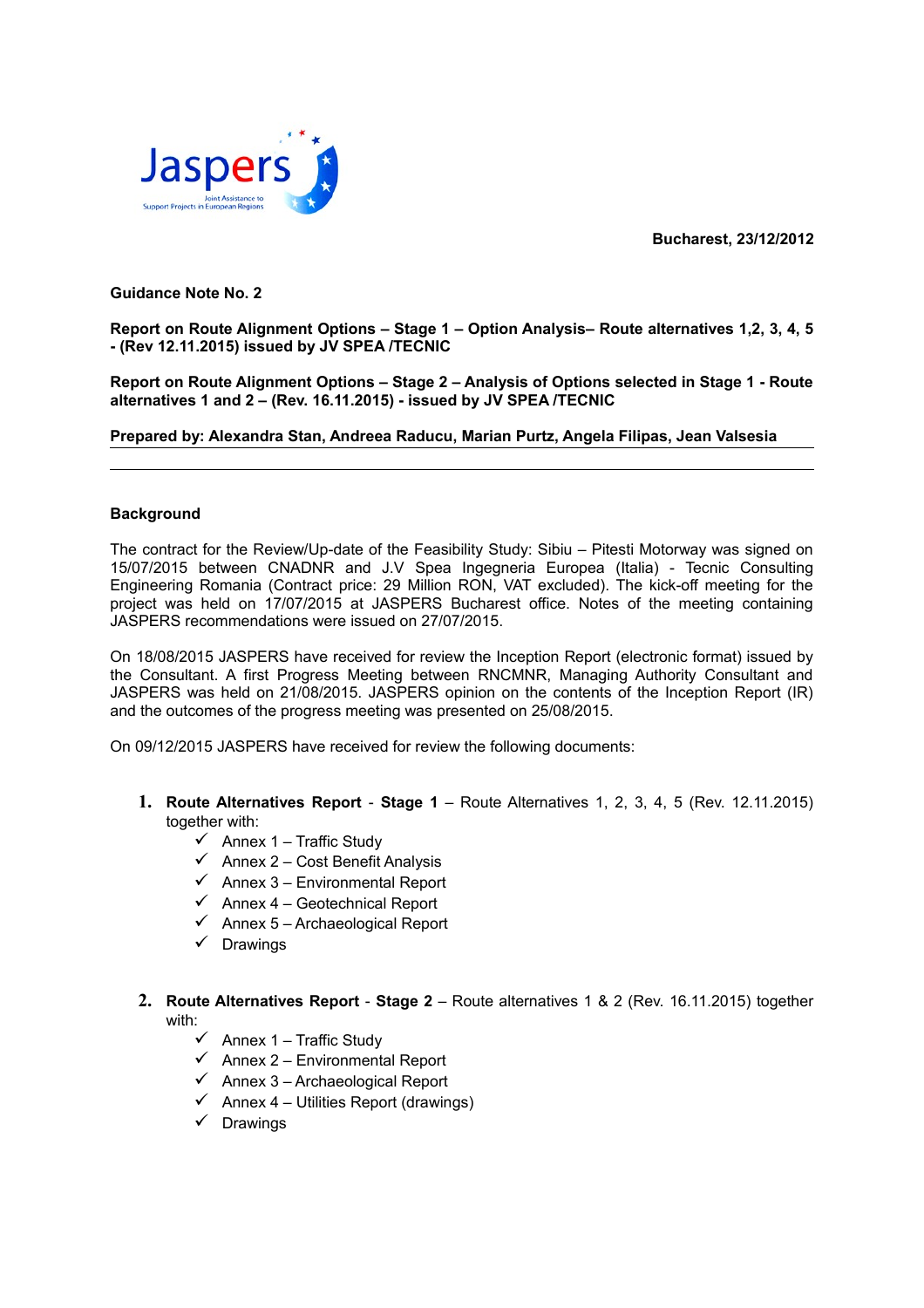Bucharest, 23/12/2012

**Guidance Note No. 2**

**Report on Route Alignment Options – Stage 1 – Option Analysis– Route alternatives 1,2, 3, 4, 5 - (Rev 12.11.2015) issued by JV SPEA /TECNIC**

**Report on Route Alignment Options – Stage 2 – Analysis of Options selected in Stage 1 - Route alternatives 1 and 2 – (Rev. 16.11.2015) - issued by JV SPEA /TECNIC**

**Prepared by: Alexandra Stan, Andreea Raducu, Marian Purtz, Angela Filipas, Jean Valsesia**

---

## Background

The contract for the Review/Up-date of the Feasibility Study: Sibiu – Pitesti Motorway was signed on 15/07/2015 between CNADNR and J.V Spea Ingegneria Europea (Italia) - Tecnic Consulting Engineering Romania (Contract price: 29 Million RON, VAT excluded). The kick-off meeting for the project was held on 17/07/2015 at JASPERS Bucharest office. Notes of the meeting containing JASPERS recommendations were issued on 27/07/2015.

On 18/08/2015 JASPERS have received for review the Inception Report (electronic format) issued by the Consultant. A first Progress Meeting between RNCMNR, Managing Authority Consultant and JASPERS was held on 21/08/2015. JASPERS opinion on the contents of the Inception Report (IR) and the outcomes of the progress meeting was presented on 25/08/2015.

On 09/12/2015 JASPERS have received for review the following documents:

1. **Route Alternatives Report** - **Stage 1** – Route Alternatives 1, 2, 3, 4, 5 (Rev. 12.11.2015) together with:
   - ✓ Annex 1 – Traffic Study
   - ✓ Annex 2 – Cost Benefit Analysis
   - ✓ Annex 3 – Environmental Report
   - ✓ Annex 4 – Geotechnical Report
   - ✓ Annex 5 – Archaeological Report
   - ✓ Drawings

2. **Route Alternatives Report** - **Stage 2** – Route alternatives 1 & 2 (Rev. 16.11.2015) together with:
   - ✓ Annex 1 – Traffic Study
   - ✓ Annex 2 – Environmental Report
   - ✓ Annex 3 – Archaeological Report
   - ✓ Annex 4 – Utilities Report (drawings)
   - ✓ Drawings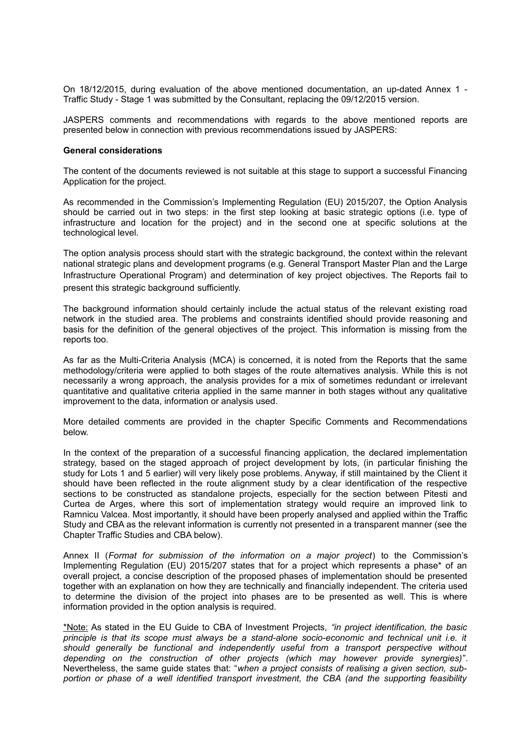On 18/12/2015, during evaluation of the above mentioned documentation, an up-dated Annex 1 - Traffic Study - Stage 1 was submitted by the Consultant, replacing the 09/12/2015 version.

JASPERS comments and recommendations with regards to the above mentioned reports are presented below in connection with previous recommendations issued by JASPERS:

**General considerations**

The content of the documents reviewed is not suitable at this stage to support a successful Financing Application for the project.

As recommended in the Commission's Implementing Regulation (EU) 2015/207, the Option Analysis should be carried out in two steps: in the first step looking at basic strategic options (i.e. type of infrastructure and location for the project) and in the second one at specific solutions at the technological level.

The option analysis process should start with the strategic background, the context within the relevant national strategic plans and development programs (e.g. General Transport Master Plan and the Large Infrastructure Operational Program) and determination of key project objectives. The Reports fail to present this strategic background sufficiently.

The background information should certainly include the actual status of the relevant existing road network in the studied area. The problems and constraints identified should provide reasoning and basis for the definition of the general objectives of the project. This information is missing from the reports too.

As far as the Multi-Criteria Analysis (MCA) is concerned, it is noted from the Reports that the same methodology/criteria were applied to both stages of the route alternatives analysis. While this is not necessarily a wrong approach, the analysis provides for a mix of sometimes redundant or irrelevant quantitative and qualitative criteria applied in the same manner in both stages without any qualitative improvement to the data, information or analysis used.

More detailed comments are provided in the chapter Specific Comments and Recommendations below.

In the context of the preparation of a successful financing application, the declared implementation strategy, based on the staged approach of project development by lots, (in particular finishing the study for Lots 1 and 5 earlier) will very likely pose problems. Anyway, if still maintained by the Client it should have been reflected in the route alignment study by a clear identification of the respective sections to be constructed as standalone projects, especially for the section between Pitesti and Curtea de Arges, where this sort of implementation strategy would require an improved link to Ramnicu Valcea. Most importantly, it should have been properly analysed and applied within the Traffic Study and CBA as the relevant information is currently not presented in a transparent manner (see the Chapter Traffic Studies and CBA below).

Annex II (*Format for submission of the information on a major project*) to the Commission's Implementing Regulation (EU) 2015/207 states that for a project which represents a phase* of an overall project, a concise description of the proposed phases of implementation should be presented together with an explanation on how they are technically and financially independent. The criteria used to determine the division of the project into phases are to be presented as well. This is where information provided in the option analysis is required.

<u>*Note:</u> As stated in the EU Guide to CBA of Investment Projects, *"in project identification, the basic principle is that its scope must always be a stand-alone socio-economic and technical unit i.e. it should generally be functional and independently useful from a transport perspective without depending on the construction of other projects (which may however provide synergies)"*. Nevertheless, the same guide states that: "*when a project consists of realising a given section, sub-portion or phase of a well identified transport investment, the CBA (and the supporting feasibility*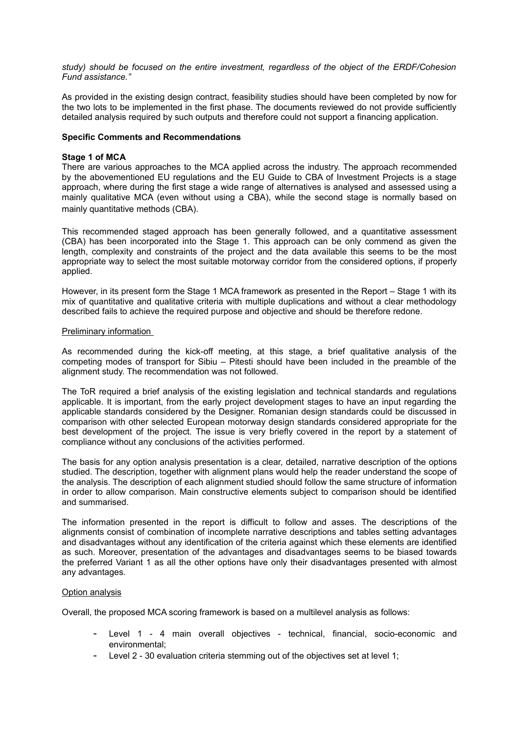*study) should be focused on the entire investment, regardless of the object of the ERDF/Cohesion Fund assistance."*

As provided in the existing design contract, feasibility studies should have been completed by now for the two lots to be implemented in the first phase. The documents reviewed do not provide sufficiently detailed analysis required by such outputs and therefore could not support a financing application.

**Specific Comments and Recommendations**

**Stage 1 of MCA**

There are various approaches to the MCA applied across the industry. The approach recommended by the abovementioned EU regulations and the EU Guide to CBA of Investment Projects is a stage approach, where during the first stage a wide range of alternatives is analysed and assessed using a mainly qualitative MCA (even without using a CBA), while the second stage is normally based on mainly quantitative methods (CBA).

This recommended staged approach has been generally followed, and a quantitative assessment (CBA) has been incorporated into the Stage 1. This approach can be only commend as given the length, complexity and constraints of the project and the data available this seems to be the most appropriate way to select the most suitable motorway corridor from the considered options, if properly applied.

However, in its present form the Stage 1 MCA framework as presented in the Report – Stage 1 with its mix of quantitative and qualitative criteria with multiple duplications and without a clear methodology described fails to achieve the required purpose and objective and should be therefore redone.

<u>Preliminary information</u>

As recommended during the kick-off meeting, at this stage, a brief qualitative analysis of the competing modes of transport for Sibiu – Pitesti should have been included in the preamble of the alignment study. The recommendation was not followed.

The ToR required a brief analysis of the existing legislation and technical standards and regulations applicable. It is important, from the early project development stages to have an input regarding the applicable standards considered by the Designer. Romanian design standards could be discussed in comparison with other selected European motorway design standards considered appropriate for the best development of the project. The issue is very briefly covered in the report by a statement of compliance without any conclusions of the activities performed.

The basis for any option analysis presentation is a clear, detailed, narrative description of the options studied. The description, together with alignment plans would help the reader understand the scope of the analysis. The description of each alignment studied should follow the same structure of information in order to allow comparison. Main constructive elements subject to comparison should be identified and summarised.

The information presented in the report is difficult to follow and asses. The descriptions of the alignments consist of combination of incomplete narrative descriptions and tables setting advantages and disadvantages without any identification of the criteria against which these elements are identified as such. Moreover, presentation of the advantages and disadvantages seems to be biased towards the preferred Variant 1 as all the other options have only their disadvantages presented with almost any advantages.

<u>Option analysis</u>

Overall, the proposed MCA scoring framework is based on a multilevel analysis as follows:

- Level 1 - 4 main overall objectives - technical, financial, socio-economic and environmental;
- Level 2 - 30 evaluation criteria stemming out of the objectives set at level 1;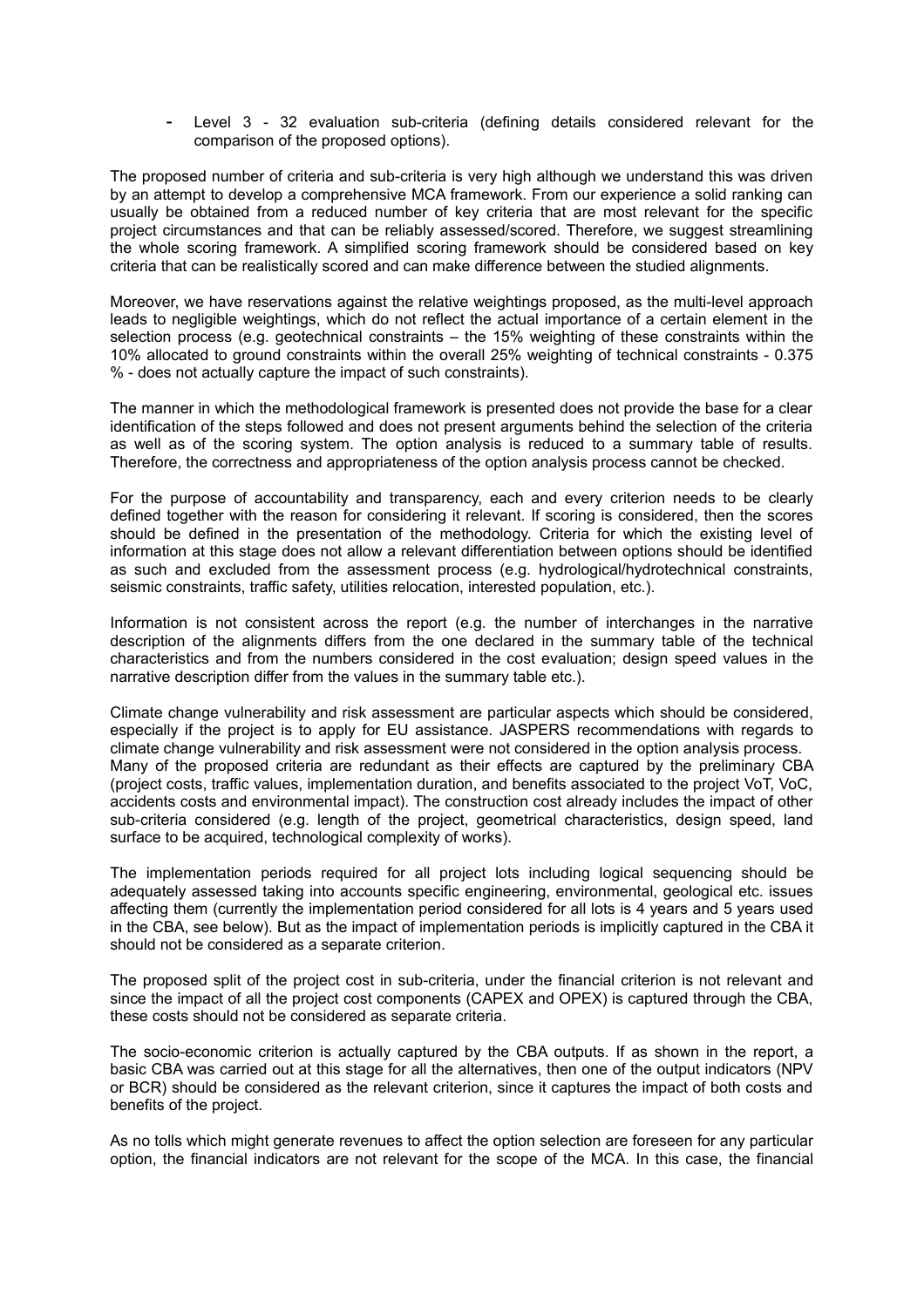- Level 3 - 32 evaluation sub-criteria (defining details considered relevant for the comparison of the proposed options).

The proposed number of criteria and sub-criteria is very high although we understand this was driven by an attempt to develop a comprehensive MCA framework. From our experience a solid ranking can usually be obtained from a reduced number of key criteria that are most relevant for the specific project circumstances and that can be reliably assessed/scored. Therefore, we suggest streamlining the whole scoring framework. A simplified scoring framework should be considered based on key criteria that can be realistically scored and can make difference between the studied alignments.

Moreover, we have reservations against the relative weightings proposed, as the multi-level approach leads to negligible weightings, which do not reflect the actual importance of a certain element in the selection process (e.g. geotechnical constraints – the 15% weighting of these constraints within the 10% allocated to ground constraints within the overall 25% weighting of technical constraints - 0.375 % - does not actually capture the impact of such constraints).

The manner in which the methodological framework is presented does not provide the base for a clear identification of the steps followed and does not present arguments behind the selection of the criteria as well as of the scoring system. The option analysis is reduced to a summary table of results. Therefore, the correctness and appropriateness of the option analysis process cannot be checked.

For the purpose of accountability and transparency, each and every criterion needs to be clearly defined together with the reason for considering it relevant. If scoring is considered, then the scores should be defined in the presentation of the methodology. Criteria for which the existing level of information at this stage does not allow a relevant differentiation between options should be identified as such and excluded from the assessment process (e.g. hydrological/hydrotechnical constraints, seismic constraints, traffic safety, utilities relocation, interested population, etc.).

Information is not consistent across the report (e.g. the number of interchanges in the narrative description of the alignments differs from the one declared in the summary table of the technical characteristics and from the numbers considered in the cost evaluation; design speed values in the narrative description differ from the values in the summary table etc.).

Climate change vulnerability and risk assessment are particular aspects which should be considered, especially if the project is to apply for EU assistance. JASPERS recommendations with regards to climate change vulnerability and risk assessment were not considered in the option analysis process.
Many of the proposed criteria are redundant as their effects are captured by the preliminary CBA (project costs, traffic values, implementation duration, and benefits associated to the project VoT, VoC, accidents costs and environmental impact). The construction cost already includes the impact of other sub-criteria considered (e.g. length of the project, geometrical characteristics, design speed, land surface to be acquired, technological complexity of works).

The implementation periods required for all project lots including logical sequencing should be adequately assessed taking into accounts specific engineering, environmental, geological etc. issues affecting them (currently the implementation period considered for all lots is 4 years and 5 years used in the CBA, see below). But as the impact of implementation periods is implicitly captured in the CBA it should not be considered as a separate criterion.

The proposed split of the project cost in sub-criteria, under the financial criterion is not relevant and since the impact of all the project cost components (CAPEX and OPEX) is captured through the CBA, these costs should not be considered as separate criteria.

The socio-economic criterion is actually captured by the CBA outputs. If as shown in the report, a basic CBA was carried out at this stage for all the alternatives, then one of the output indicators (NPV or BCR) should be considered as the relevant criterion, since it captures the impact of both costs and benefits of the project.

As no tolls which might generate revenues to affect the option selection are foreseen for any particular option, the financial indicators are not relevant for the scope of the MCA. In this case, the financial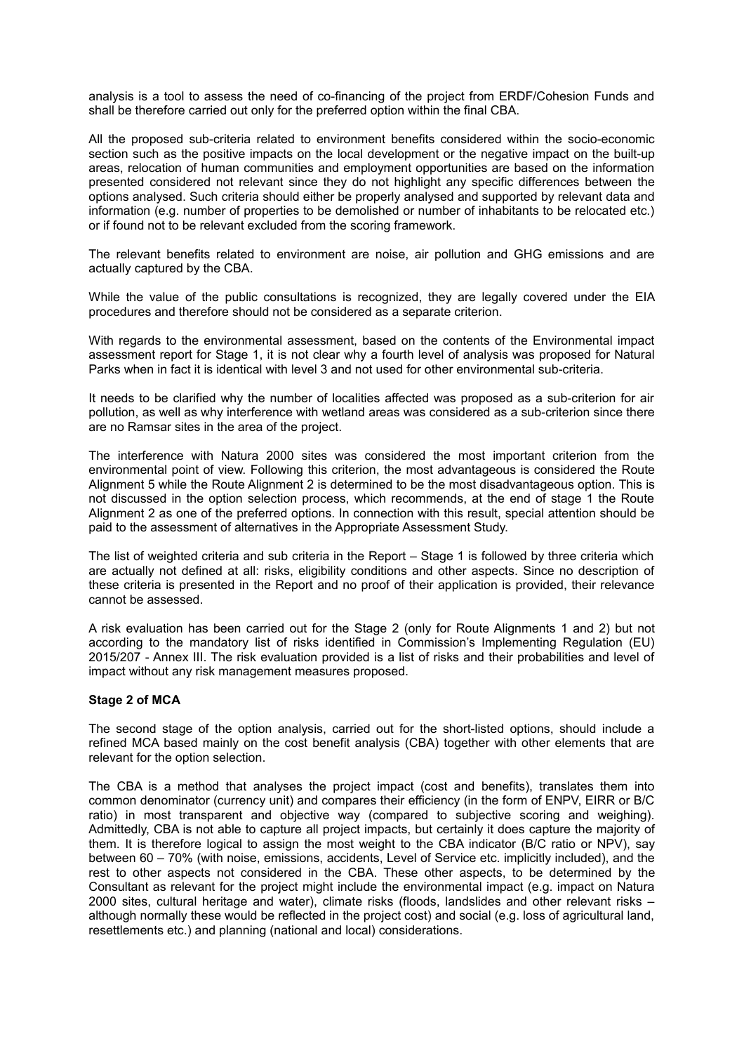analysis is a tool to assess the need of co-financing of the project from ERDF/Cohesion Funds and shall be therefore carried out only for the preferred option within the final CBA.

All the proposed sub-criteria related to environment benefits considered within the socio-economic section such as the positive impacts on the local development or the negative impact on the built-up areas, relocation of human communities and employment opportunities are based on the information presented considered not relevant since they do not highlight any specific differences between the options analysed. Such criteria should either be properly analysed and supported by relevant data and information (e.g. number of properties to be demolished or number of inhabitants to be relocated etc.) or if found not to be relevant excluded from the scoring framework.

The relevant benefits related to environment are noise, air pollution and GHG emissions and are actually captured by the CBA.

While the value of the public consultations is recognized, they are legally covered under the EIA procedures and therefore should not be considered as a separate criterion.

With regards to the environmental assessment, based on the contents of the Environmental impact assessment report for Stage 1, it is not clear why a fourth level of analysis was proposed for Natural Parks when in fact it is identical with level 3 and not used for other environmental sub-criteria.

It needs to be clarified why the number of localities affected was proposed as a sub-criterion for air pollution, as well as why interference with wetland areas was considered as a sub-criterion since there are no Ramsar sites in the area of the project.

The interference with Natura 2000 sites was considered the most important criterion from the environmental point of view. Following this criterion, the most advantageous is considered the Route Alignment 5 while the Route Alignment 2 is determined to be the most disadvantageous option. This is not discussed in the option selection process, which recommends, at the end of stage 1 the Route Alignment 2 as one of the preferred options. In connection with this result, special attention should be paid to the assessment of alternatives in the Appropriate Assessment Study.

The list of weighted criteria and sub criteria in the Report – Stage 1 is followed by three criteria which are actually not defined at all: risks, eligibility conditions and other aspects. Since no description of these criteria is presented in the Report and no proof of their application is provided, their relevance cannot be assessed.

A risk evaluation has been carried out for the Stage 2 (only for Route Alignments 1 and 2) but not according to the mandatory list of risks identified in Commission's Implementing Regulation (EU) 2015/207 - Annex III. The risk evaluation provided is a list of risks and their probabilities and level of impact without any risk management measures proposed.

**Stage 2 of MCA**

The second stage of the option analysis, carried out for the short-listed options, should include a refined MCA based mainly on the cost benefit analysis (CBA) together with other elements that are relevant for the option selection.

The CBA is a method that analyses the project impact (cost and benefits), translates them into common denominator (currency unit) and compares their efficiency (in the form of ENPV, EIRR or B/C ratio) in most transparent and objective way (compared to subjective scoring and weighing). Admittedly, CBA is not able to capture all project impacts, but certainly it does capture the majority of them. It is therefore logical to assign the most weight to the CBA indicator (B/C ratio or NPV), say between 60 – 70% (with noise, emissions, accidents, Level of Service etc. implicitly included), and the rest to other aspects not considered in the CBA. These other aspects, to be determined by the Consultant as relevant for the project might include the environmental impact (e.g. impact on Natura 2000 sites, cultural heritage and water), climate risks (floods, landslides and other relevant risks – although normally these would be reflected in the project cost) and social (e.g. loss of agricultural land, resettlements etc.) and planning (national and local) considerations.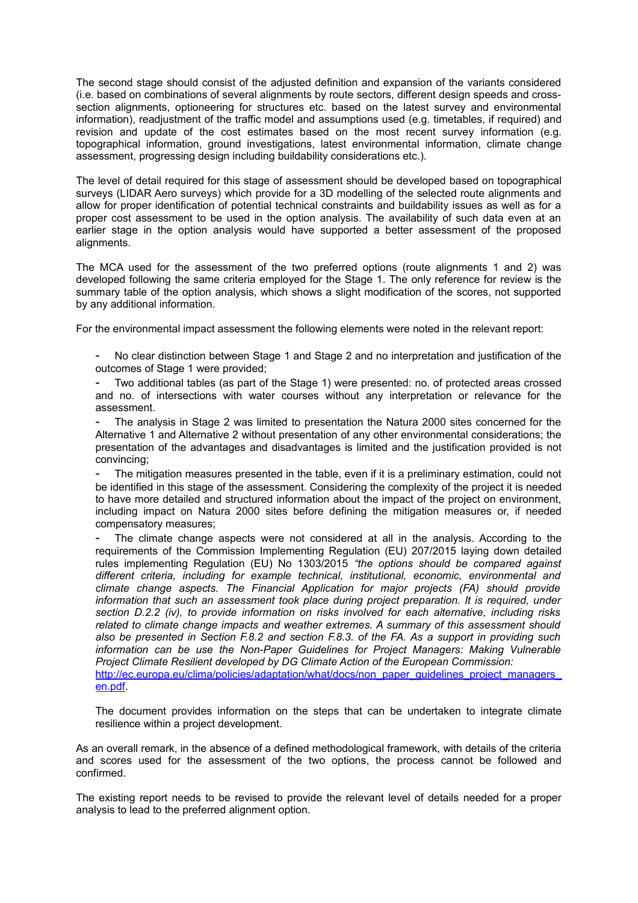The second stage should consist of the adjusted definition and expansion of the variants considered (i.e. based on combinations of several alignments by route sectors, different design speeds and cross-section alignments, optioneering for structures etc. based on the latest survey and environmental information), readjustment of the traffic model and assumptions used (e.g. timetables, if required) and revision and update of the cost estimates based on the most recent survey information (e.g. topographical information, ground investigations, latest environmental information, climate change assessment, progressing design including buildability considerations etc.).

The level of detail required for this stage of assessment should be developed based on topographical surveys (LIDAR Aero surveys) which provide for a 3D modelling of the selected route alignments and allow for proper identification of potential technical constraints and buildability issues as well as for a proper cost assessment to be used in the option analysis. The availability of such data even at an earlier stage in the option analysis would have supported a better assessment of the proposed alignments.

The MCA used for the assessment of the two preferred options (route alignments 1 and 2) was developed following the same criteria employed for the Stage 1. The only reference for review is the summary table of the option analysis, which shows a slight modification of the scores, not supported by any additional information.

For the environmental impact assessment the following elements were noted in the relevant report:

- No clear distinction between Stage 1 and Stage 2 and no interpretation and justification of the outcomes of Stage 1 were provided;
- Two additional tables (as part of the Stage 1) were presented: no. of protected areas crossed and no. of intersections with water courses without any interpretation or relevance for the assessment.
- The analysis in Stage 2 was limited to presentation the Natura 2000 sites concerned for the Alternative 1 and Alternative 2 without presentation of any other environmental considerations; the presentation of the advantages and disadvantages is limited and the justification provided is not convincing;
- The mitigation measures presented in the table, even if it is a preliminary estimation, could not be identified in this stage of the assessment. Considering the complexity of the project it is needed to have more detailed and structured information about the impact of the project on environment, including impact on Natura 2000 sites before defining the mitigation measures or, if needed compensatory measures;
- The climate change aspects were not considered at all in the analysis. According to the requirements of the Commission Implementing Regulation (EU) 207/2015 laying down detailed rules implementing Regulation (EU) No 1303/2015 *"the options should be compared against different criteria, including for example technical, institutional, economic, environmental and climate change aspects. The Financial Application for major projects (FA) should provide information that such an assessment took place during project preparation. It is required, under section D.2.2 (iv), to provide information on risks involved for each alternative, including risks related to climate change impacts and weather extremes. A summary of this assessment should also be presented in Section F.8.2 and section F.8.3. of the FA. As a support in providing such information can be use the Non-Paper Guidelines for Project Managers: Making Vulnerable Project Climate Resilient developed by DG Climate Action of the European Commission:* [http://ec.europa.eu/clima/policies/adaptation/what/docs/non_paper_guidelines_project_managers_en.pdf](http://ec.europa.eu/clima/policies/adaptation/what/docs/non_paper_guidelines_project_managers_en.pdf).

  The document provides information on the steps that can be undertaken to integrate climate resilience within a project development.

As an overall remark, in the absence of a defined methodological framework, with details of the criteria and scores used for the assessment of the two options, the process cannot be followed and confirmed.

The existing report needs to be revised to provide the relevant level of details needed for a proper analysis to lead to the preferred alignment option.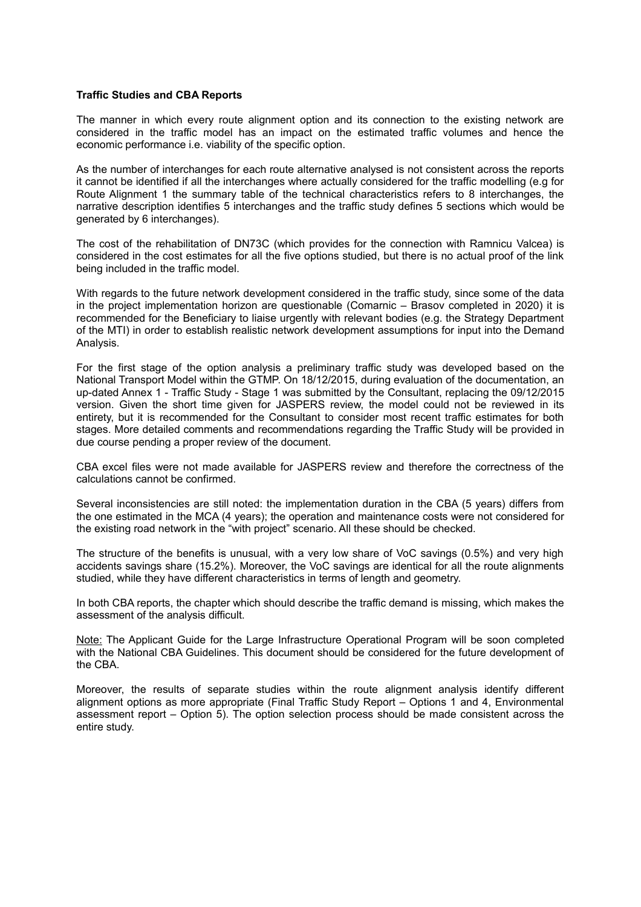**Traffic Studies and CBA Reports**

The manner in which every route alignment option and its connection to the existing network are considered in the traffic model has an impact on the estimated traffic volumes and hence the economic performance i.e. viability of the specific option.

As the number of interchanges for each route alternative analysed is not consistent across the reports it cannot be identified if all the interchanges where actually considered for the traffic modelling (e.g for Route Alignment 1 the summary table of the technical characteristics refers to 8 interchanges, the narrative description identifies 5 interchanges and the traffic study defines 5 sections which would be generated by 6 interchanges).

The cost of the rehabilitation of DN73C (which provides for the connection with Ramnicu Valcea) is considered in the cost estimates for all the five options studied, but there is no actual proof of the link being included in the traffic model.

With regards to the future network development considered in the traffic study, since some of the data in the project implementation horizon are questionable (Comarnic – Brasov completed in 2020) it is recommended for the Beneficiary to liaise urgently with relevant bodies (e.g. the Strategy Department of the MTI) in order to establish realistic network development assumptions for input into the Demand Analysis.

For the first stage of the option analysis a preliminary traffic study was developed based on the National Transport Model within the GTMP. On 18/12/2015, during evaluation of the documentation, an up-dated Annex 1 - Traffic Study - Stage 1 was submitted by the Consultant, replacing the 09/12/2015 version. Given the short time given for JASPERS review, the model could not be reviewed in its entirety, but it is recommended for the Consultant to consider most recent traffic estimates for both stages. More detailed comments and recommendations regarding the Traffic Study will be provided in due course pending a proper review of the document.

CBA excel files were not made available for JASPERS review and therefore the correctness of the calculations cannot be confirmed.

Several inconsistencies are still noted: the implementation duration in the CBA (5 years) differs from the one estimated in the MCA (4 years); the operation and maintenance costs were not considered for the existing road network in the "with project" scenario. All these should be checked.

The structure of the benefits is unusual, with a very low share of VoC savings (0.5%) and very high accidents savings share (15.2%). Moreover, the VoC savings are identical for all the route alignments studied, while they have different characteristics in terms of length and geometry.

In both CBA reports, the chapter which should describe the traffic demand is missing, which makes the assessment of the analysis difficult.

Note: The Applicant Guide for the Large Infrastructure Operational Program will be soon completed with the National CBA Guidelines. This document should be considered for the future development of the CBA.

Moreover, the results of separate studies within the route alignment analysis identify different alignment options as more appropriate (Final Traffic Study Report – Options 1 and 4, Environmental assessment report – Option 5). The option selection process should be made consistent across the entire study.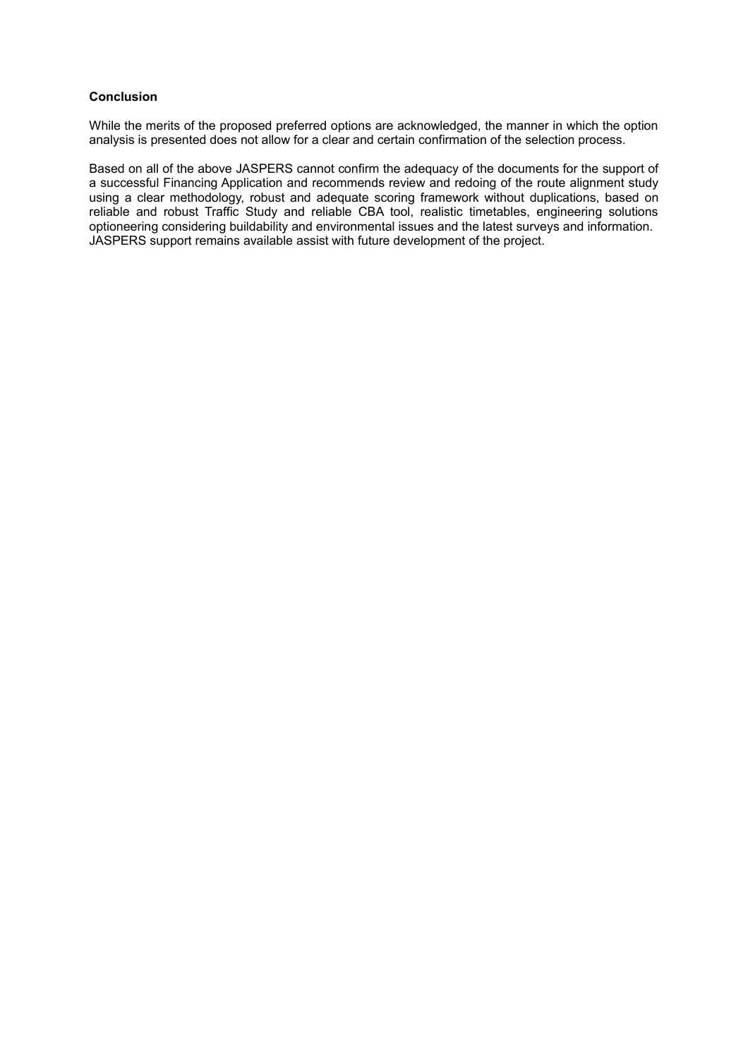**Conclusion**

While the merits of the proposed preferred options are acknowledged, the manner in which the option analysis is presented does not allow for a clear and certain confirmation of the selection process.

Based on all of the above JASPERS cannot confirm the adequacy of the documents for the support of a successful Financing Application and recommends review and redoing of the route alignment study using a clear methodology, robust and adequate scoring framework without duplications, based on reliable and robust Traffic Study and reliable CBA tool, realistic timetables, engineering solutions optioneering considering buildability and environmental issues and the latest surveys and information. JASPERS support remains available assist with future development of the project.